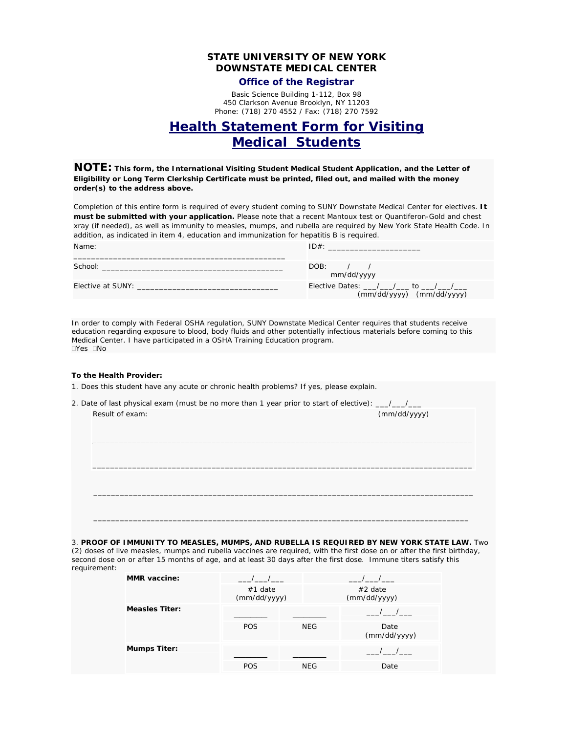**STATE UNIVERSITY OF NEW YORK**
**DOWNSTATE MEDICAL CENTER**

**Office of the Registrar**

Basic Science Building 1-112, Box 98
450 Clarkson Avenue Brooklyn, NY 11203
Phone: (718) 270 4552 / Fax: (718) 270 7592

# Health Statement Form for Visiting Medical Students

**NOTE: This form, the International Visiting Student Medical Student Application, and the Letter of Eligibility or Long Term Clerkship Certificate must be printed, filed out, and mailed with the money order(s) to the address above.**

Completion of this entire form is required of every student coming to SUNY Downstate Medical Center for electives. **It must be submitted with your application.** Please note that a recent Mantoux test or Quantiferon-Gold and chest xray (if needed), as well as immunity to measles, mumps, and rubella are required by New York State Health Code. In addition, as indicated in item 4, education and immunization for hepatitis B is required.

| | |
|---|---|
| Name: _______________________________________________ | ID#: ____________________ |
| School: ________________________________________ | DOB: ____/____/____ (mm/dd/yyyy) |
| Elective at SUNY: ______________________________ | Elective Dates: ___/___/___ to ___/___/___ (mm/dd/yyyy) (mm/dd/yyyy) |

In order to comply with Federal OSHA regulation, SUNY Downstate Medical Center requires that students receive education regarding exposure to blood, body fluids and other potentially infectious materials before coming to this Medical Center. I have participated in a OSHA Training Education program.
☐Yes ☐No

**To the Health Provider:**

1. Does this student have any acute or chronic health problems? If yes, please explain.

2. Date of last physical exam (must be no more than 1 year prior to start of elective): ___/___/___ (mm/dd/yyyy)

Result of exam:

_____________________________________________________________________________________

_____________________________________________________________________________________

_____________________________________________________________________________________

_____________________________________________________________________________________

3. **PROOF OF IMMUNITY TO MEASLES, MUMPS, AND RUBELLA IS REQUIRED BY NEW YORK STATE LAW.** Two (2) doses of live measles, mumps and rubella vaccines are required, with the first dose on or after the first birthday, second dose on or after 15 months of age, and at least 30 days after the first dose. Immune titers satisfy this requirement:

| | | | |
|---|---|---|---|
| **MMR vaccine:** | ___/___/___ #1 date (mm/dd/yyyy) | | ___/___/___ #2 date (mm/dd/yyyy) |
| **Measles Titer:** | ________ POS | ________ NEG | ___/___/___ Date (mm/dd/yyyy) |
| **Mumps Titer:** | ________ POS | ________ NEG | ___/___/___ Date |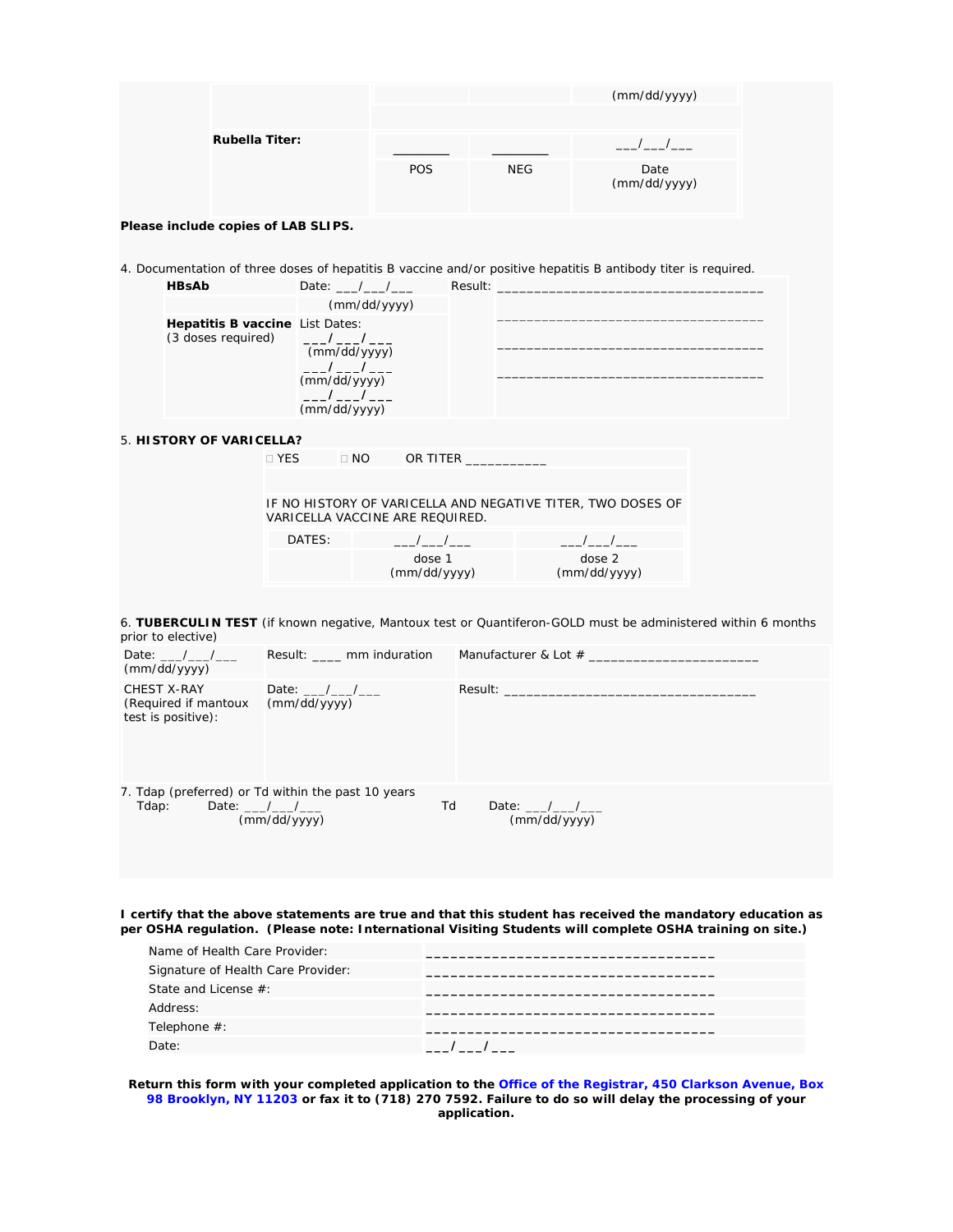| | | | |
|---|---|---|---|
| | | | (mm/dd/yyyy) |
| **Rubella Titer:** | ________ | ________ | ___/___/___ |
| | POS | NEG | Date (mm/dd/yyyy) |

**Please include copies of LAB SLIPS.**

4. Documentation of three doses of hepatitis B vaccine and/or positive hepatitis B antibody titer is required.

| | | |
|---|---|---|
| **HBsAb** | Date: ___/___/___ (mm/dd/yyyy) | Result: ____________________________________ |
| **Hepatitis B vaccine** (3 doses required) | List Dates: ___/___/___ (mm/dd/yyyy) ___/___/___ (mm/dd/yyyy) ___/___/___ (mm/dd/yyyy) | ____________________________________ ____________________________________ ____________________________________ |

5. **HISTORY OF VARICELLA?**

☐ YES ☐ NO OR TITER ___________

IF NO HISTORY OF VARICELLA AND NEGATIVE TITER, TWO DOSES OF VARICELLA VACCINE ARE REQUIRED.

| | | |
|---|---|---|
| DATES: | ___/___/___ | ___/___/___ |
| | dose 1 (mm/dd/yyyy) | dose 2 (mm/dd/yyyy) |

6. **TUBERCULIN TEST** (if known negative, Mantoux test or Quantiferon-GOLD must be administered within 6 months prior to elective)

| | | |
|---|---|---|
| Date: ___/___/___ (mm/dd/yyyy) | Result: ____ mm induration | Manufacturer & Lot # _______________________ |
| CHEST X-RAY (Required if mantoux test is positive): | Date: ___/___/___ (mm/dd/yyyy) | Result: __________________________________ |

7. Tdap (preferred) or Td within the past 10 years

Tdap: Date: ___/___/___ (mm/dd/yyyy) Td Date: ___/___/___ (mm/dd/yyyy)

**I certify that the above statements are true and that this student has received the mandatory education as per OSHA regulation. (Please note: International Visiting Students will complete OSHA training on site.)**

| | |
|---|---|
| Name of Health Care Provider: | ___________________________________ |
| Signature of Health Care Provider: | ___________________________________ |
| State and License #: | ___________________________________ |
| Address: | ___________________________________ |
| Telephone #: | ___________________________________ |
| Date: | ___/___/___ |

**Return this form with your completed application to the Office of the Registrar, 450 Clarkson Avenue, Box 98 Brooklyn, NY 11203 or fax it to (718) 270 7592. Failure to do so will delay the processing of your application.**